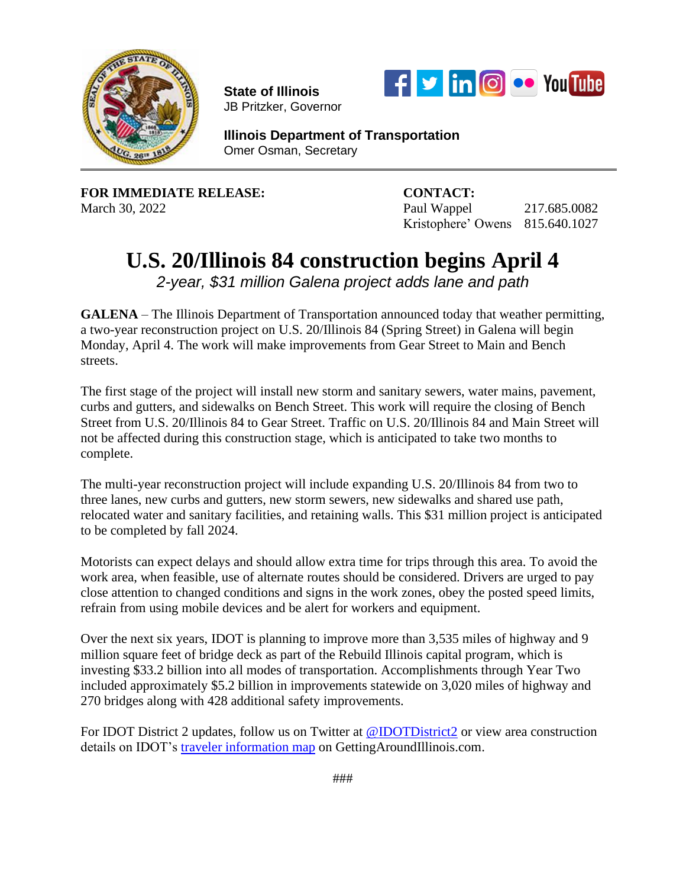**State of Illinois**
JB Pritzker, Governor

**Illinois Department of Transportation**
Omer Osman, Secretary

---

**FOR IMMEDIATE RELEASE:**
March 30, 2022

**CONTACT:**
Paul Wappel 217.685.0082
Kristophere' Owens 815.640.1027

# U.S. 20/Illinois 84 construction begins April 4

*2-year, $31 million Galena project adds lane and path*

**GALENA** – The Illinois Department of Transportation announced today that weather permitting, a two-year reconstruction project on U.S. 20/Illinois 84 (Spring Street) in Galena will begin Monday, April 4. The work will make improvements from Gear Street to Main and Bench streets.

The first stage of the project will install new storm and sanitary sewers, water mains, pavement, curbs and gutters, and sidewalks on Bench Street. This work will require the closing of Bench Street from U.S. 20/Illinois 84 to Gear Street. Traffic on U.S. 20/Illinois 84 and Main Street will not be affected during this construction stage, which is anticipated to take two months to complete.

The multi-year reconstruction project will include expanding U.S. 20/Illinois 84 from two to three lanes, new curbs and gutters, new storm sewers, new sidewalks and shared use path, relocated water and sanitary facilities, and retaining walls. This $31 million project is anticipated to be completed by fall 2024.

Motorists can expect delays and should allow extra time for trips through this area. To avoid the work area, when feasible, use of alternate routes should be considered. Drivers are urged to pay close attention to changed conditions and signs in the work zones, obey the posted speed limits, refrain from using mobile devices and be alert for workers and equipment.

Over the next six years, IDOT is planning to improve more than 3,535 miles of highway and 9 million square feet of bridge deck as part of the Rebuild Illinois capital program, which is investing $33.2 billion into all modes of transportation. Accomplishments through Year Two included approximately $5.2 billion in improvements statewide on 3,020 miles of highway and 270 bridges along with 428 additional safety improvements.

For IDOT District 2 updates, follow us on Twitter at @IDOTDistrict2 or view area construction details on IDOT's traveler information map on GettingAroundIllinois.com.

###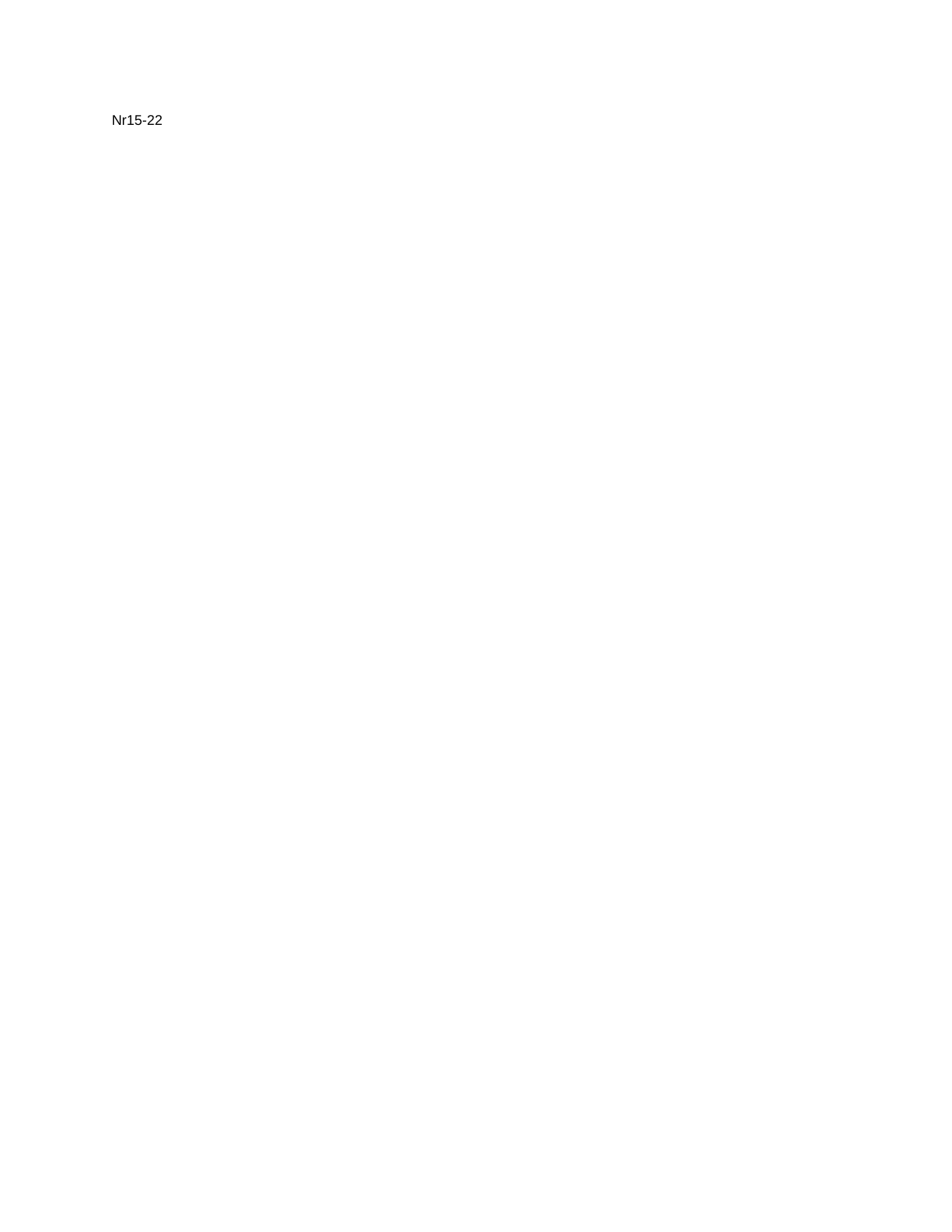Nr15-22